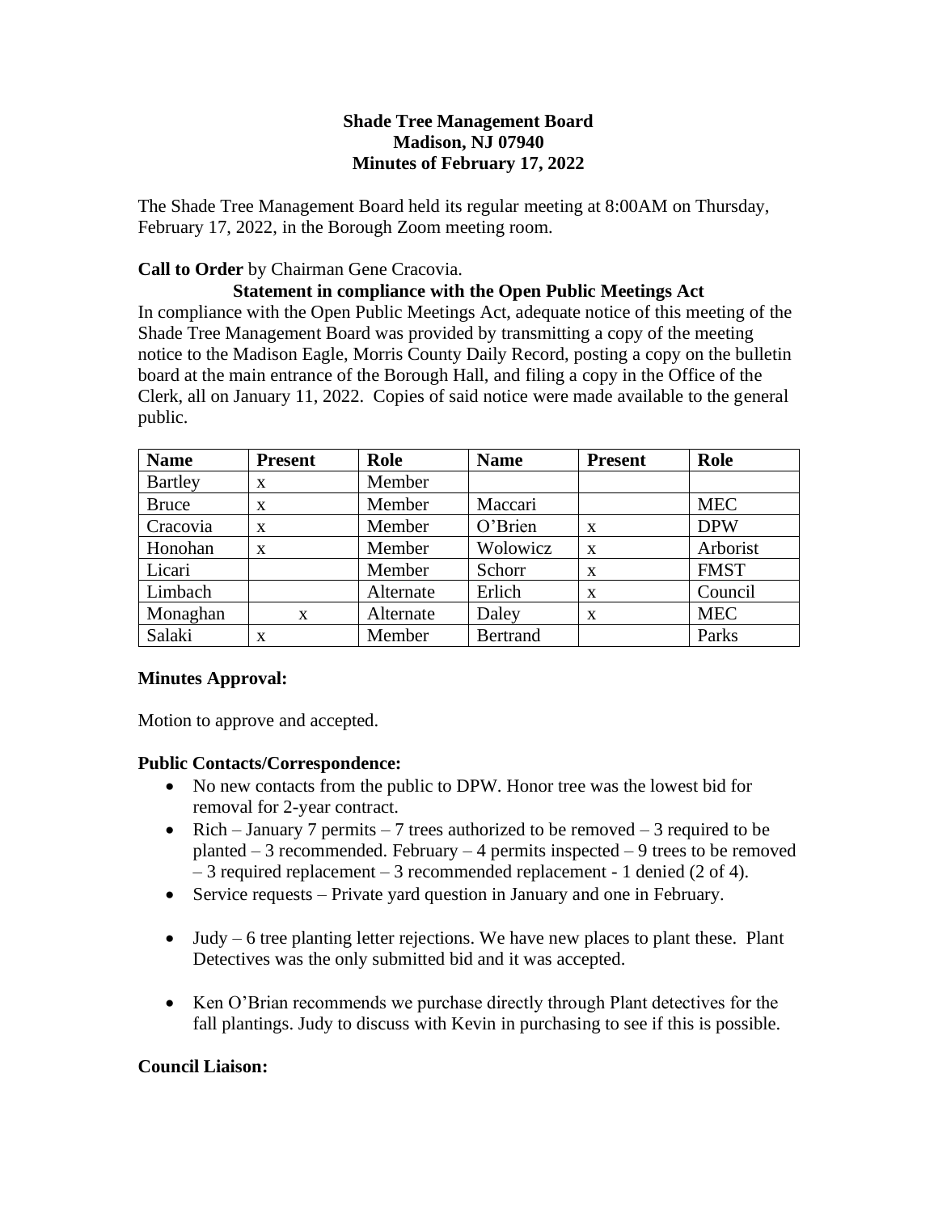**Shade Tree Management Board**
**Madison, NJ 07940**
**Minutes of February 17, 2022**

The Shade Tree Management Board held its regular meeting at 8:00AM on Thursday, February 17, 2022, in the Borough Zoom meeting room.

**Call to Order** by Chairman Gene Cracovia.

**Statement in compliance with the Open Public Meetings Act**

In compliance with the Open Public Meetings Act, adequate notice of this meeting of the Shade Tree Management Board was provided by transmitting a copy of the meeting notice to the Madison Eagle, Morris County Daily Record, posting a copy on the bulletin board at the main entrance of the Borough Hall, and filing a copy in the Office of the Clerk, all on January 11, 2022. Copies of said notice were made available to the general public.

| Name | Present | Role | Name | Present | Role |
|---|---|---|---|---|---|
| Bartley | x | Member | | | |
| Bruce | x | Member | Maccari | | MEC |
| Cracovia | x | Member | O'Brien | x | DPW |
| Honohan | x | Member | Wolowicz | x | Arborist |
| Licari | | Member | Schorr | x | FMST |
| Limbach | | Alternate | Erlich | x | Council |
| Monaghan | x | Alternate | Daley | x | MEC |
| Salaki | x | Member | Bertrand | | Parks |

**Minutes Approval:**

Motion to approve and accepted.

**Public Contacts/Correspondence:**

- No new contacts from the public to DPW. Honor tree was the lowest bid for removal for 2-year contract.
- Rich – January 7 permits – 7 trees authorized to be removed – 3 required to be planted – 3 recommended. February – 4 permits inspected – 9 trees to be removed – 3 required replacement – 3 recommended replacement - 1 denied (2 of 4).
- Service requests – Private yard question in January and one in February.
- Judy – 6 tree planting letter rejections. We have new places to plant these. Plant Detectives was the only submitted bid and it was accepted.
- Ken O'Brian recommends we purchase directly through Plant detectives for the fall plantings. Judy to discuss with Kevin in purchasing to see if this is possible.

**Council Liaison:**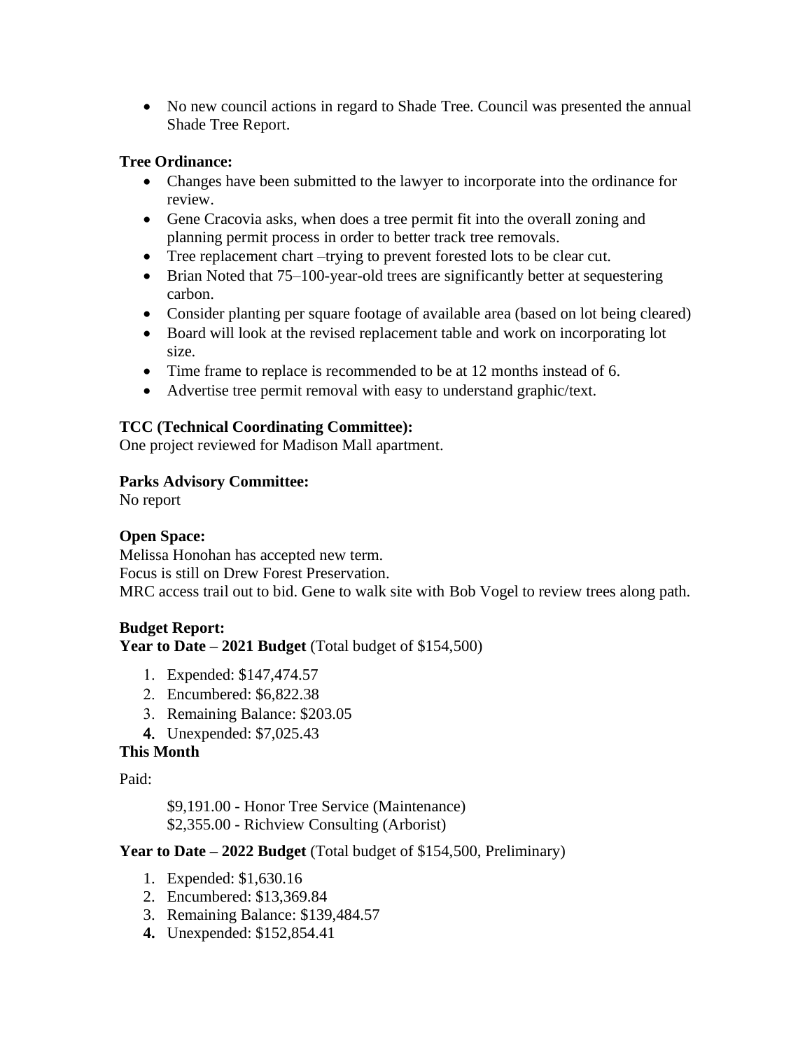- No new council actions in regard to Shade Tree. Council was presented the annual Shade Tree Report.

**Tree Ordinance:**

- Changes have been submitted to the lawyer to incorporate into the ordinance for review.
- Gene Cracovia asks, when does a tree permit fit into the overall zoning and planning permit process in order to better track tree removals.
- Tree replacement chart –trying to prevent forested lots to be clear cut.
- Brian Noted that 75–100-year-old trees are significantly better at sequestering carbon.
- Consider planting per square footage of available area (based on lot being cleared)
- Board will look at the revised replacement table and work on incorporating lot size.
- Time frame to replace is recommended to be at 12 months instead of 6.
- Advertise tree permit removal with easy to understand graphic/text.

**TCC (Technical Coordinating Committee):**
One project reviewed for Madison Mall apartment.

**Parks Advisory Committee:**
No report

**Open Space:**
Melissa Honohan has accepted new term.
Focus is still on Drew Forest Preservation.
MRC access trail out to bid. Gene to walk site with Bob Vogel to review trees along path.

**Budget Report:**
**Year to Date – 2021 Budget** (Total budget of $154,500)

1. Expended: $147,474.57
2. Encumbered: $6,822.38
3. Remaining Balance: $203.05
4. Unexpended: $7,025.43

**This Month**

Paid:

$9,191.00 - Honor Tree Service (Maintenance)
$2,355.00 - Richview Consulting (Arborist)

**Year to Date – 2022 Budget** (Total budget of $154,500, Preliminary)

1. Expended: $1,630.16
2. Encumbered: $13,369.84
3. Remaining Balance: $139,484.57
4. Unexpended: $152,854.41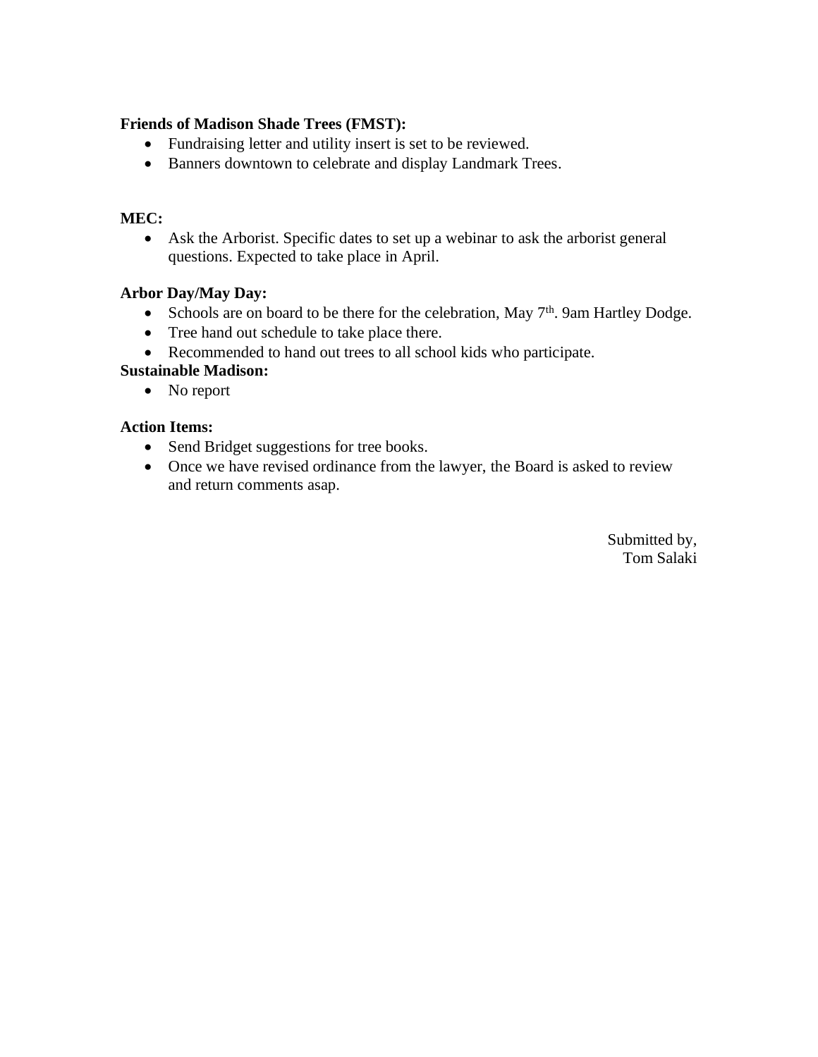**Friends of Madison Shade Trees (FMST):**

- Fundraising letter and utility insert is set to be reviewed.
- Banners downtown to celebrate and display Landmark Trees.

**MEC:**

- Ask the Arborist. Specific dates to set up a webinar to ask the arborist general questions. Expected to take place in April.

**Arbor Day/May Day:**

- Schools are on board to be there for the celebration, May 7th. 9am Hartley Dodge.
- Tree hand out schedule to take place there.
- Recommended to hand out trees to all school kids who participate.

**Sustainable Madison:**

- No report

**Action Items:**

- Send Bridget suggestions for tree books.
- Once we have revised ordinance from the lawyer, the Board is asked to review and return comments asap.

Submitted by,
Tom Salaki